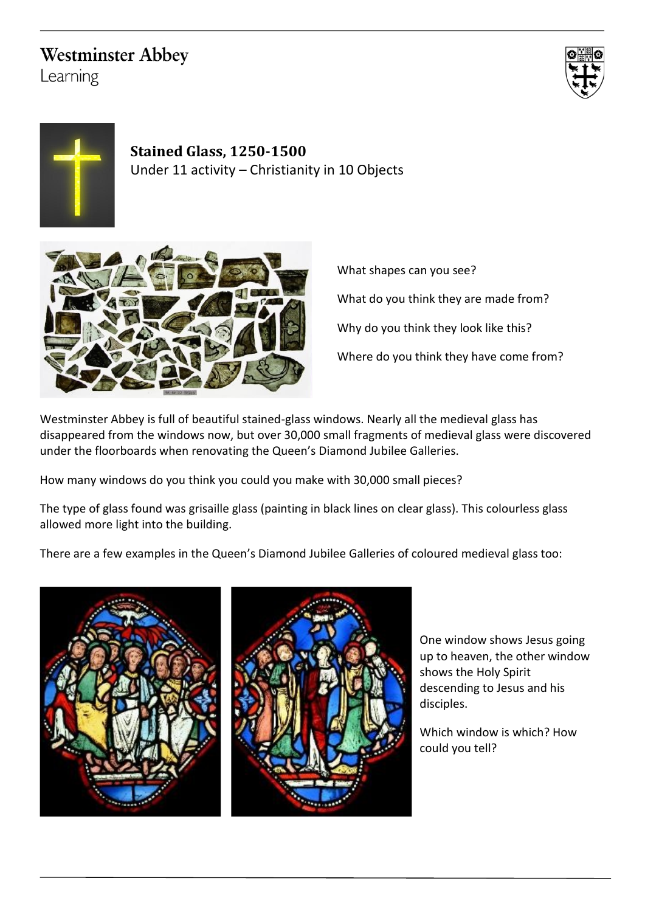Westminster Abbey
Learning

## Stained Glass, 1250-1500

Under 11 activity – Christianity in 10 Objects

What shapes can you see?

What do you think they are made from?

Why do you think they look like this?

Where do you think they have come from?

Westminster Abbey is full of beautiful stained-glass windows. Nearly all the medieval glass has disappeared from the windows now, but over 30,000 small fragments of medieval glass were discovered under the floorboards when renovating the Queen's Diamond Jubilee Galleries.

How many windows do you think you could you make with 30,000 small pieces?

The type of glass found was grisaille glass (painting in black lines on clear glass). This colourless glass allowed more light into the building.

There are a few examples in the Queen's Diamond Jubilee Galleries of coloured medieval glass too:

One window shows Jesus going up to heaven, the other window shows the Holy Spirit descending to Jesus and his disciples.

Which window is which? How could you tell?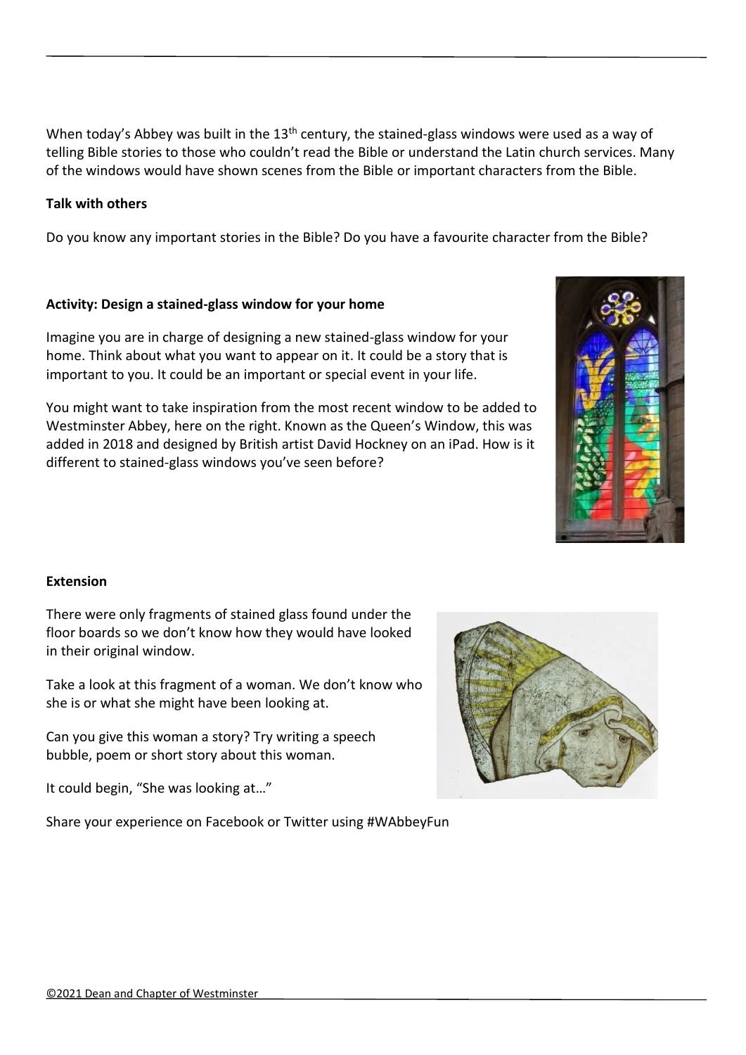When today's Abbey was built in the 13th century, the stained-glass windows were used as a way of telling Bible stories to those who couldn't read the Bible or understand the Latin church services. Many of the windows would have shown scenes from the Bible or important characters from the Bible.

**Talk with others**

Do you know any important stories in the Bible? Do you have a favourite character from the Bible?

**Activity: Design a stained-glass window for your home**

Imagine you are in charge of designing a new stained-glass window for your home. Think about what you want to appear on it. It could be a story that is important to you. It could be an important or special event in your life.

You might want to take inspiration from the most recent window to be added to Westminster Abbey, here on the right. Known as the Queen's Window, this was added in 2018 and designed by British artist David Hockney on an iPad. How is it different to stained-glass windows you've seen before?

**Extension**

There were only fragments of stained glass found under the floor boards so we don't know how they would have looked in their original window.

Take a look at this fragment of a woman. We don't know who she is or what she might have been looking at.

Can you give this woman a story? Try writing a speech bubble, poem or short story about this woman.

It could begin, "She was looking at…"

Share your experience on Facebook or Twitter using #WAbbeyFun

©2021 Dean and Chapter of Westminster